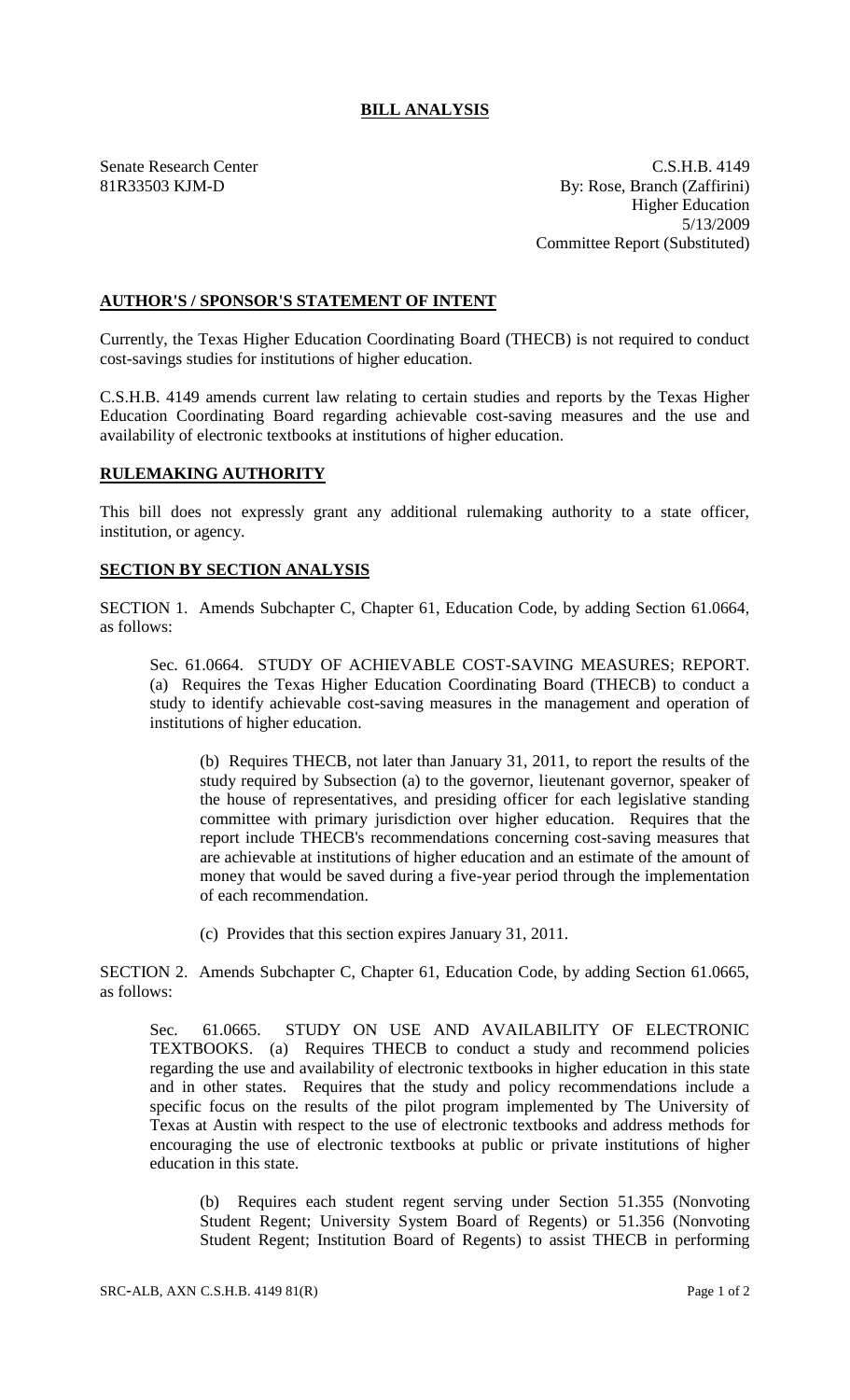# BILL ANALYSIS

Senate Research Center
81R33503 KJM-D

C.S.H.B. 4149
By: Rose, Branch (Zaffirini)
Higher Education
5/13/2009
Committee Report (Substituted)

## AUTHOR'S / SPONSOR'S STATEMENT OF INTENT

Currently, the Texas Higher Education Coordinating Board (THECB) is not required to conduct cost-savings studies for institutions of higher education.

C.S.H.B. 4149 amends current law relating to certain studies and reports by the Texas Higher Education Coordinating Board regarding achievable cost-saving measures and the use and availability of electronic textbooks at institutions of higher education.

## RULEMAKING AUTHORITY

This bill does not expressly grant any additional rulemaking authority to a state officer, institution, or agency.

## SECTION BY SECTION ANALYSIS

SECTION 1. Amends Subchapter C, Chapter 61, Education Code, by adding Section 61.0664, as follows:

Sec. 61.0664. STUDY OF ACHIEVABLE COST-SAVING MEASURES; REPORT. (a) Requires the Texas Higher Education Coordinating Board (THECB) to conduct a study to identify achievable cost-saving measures in the management and operation of institutions of higher education.

(b) Requires THECB, not later than January 31, 2011, to report the results of the study required by Subsection (a) to the governor, lieutenant governor, speaker of the house of representatives, and presiding officer for each legislative standing committee with primary jurisdiction over higher education. Requires that the report include THECB's recommendations concerning cost-saving measures that are achievable at institutions of higher education and an estimate of the amount of money that would be saved during a five-year period through the implementation of each recommendation.

(c) Provides that this section expires January 31, 2011.

SECTION 2. Amends Subchapter C, Chapter 61, Education Code, by adding Section 61.0665, as follows:

Sec. 61.0665. STUDY ON USE AND AVAILABILITY OF ELECTRONIC TEXTBOOKS. (a) Requires THECB to conduct a study and recommend policies regarding the use and availability of electronic textbooks in higher education in this state and in other states. Requires that the study and policy recommendations include a specific focus on the results of the pilot program implemented by The University of Texas at Austin with respect to the use of electronic textbooks and address methods for encouraging the use of electronic textbooks at public or private institutions of higher education in this state.

(b) Requires each student regent serving under Section 51.355 (Nonvoting Student Regent; University System Board of Regents) or 51.356 (Nonvoting Student Regent; Institution Board of Regents) to assist THECB in performing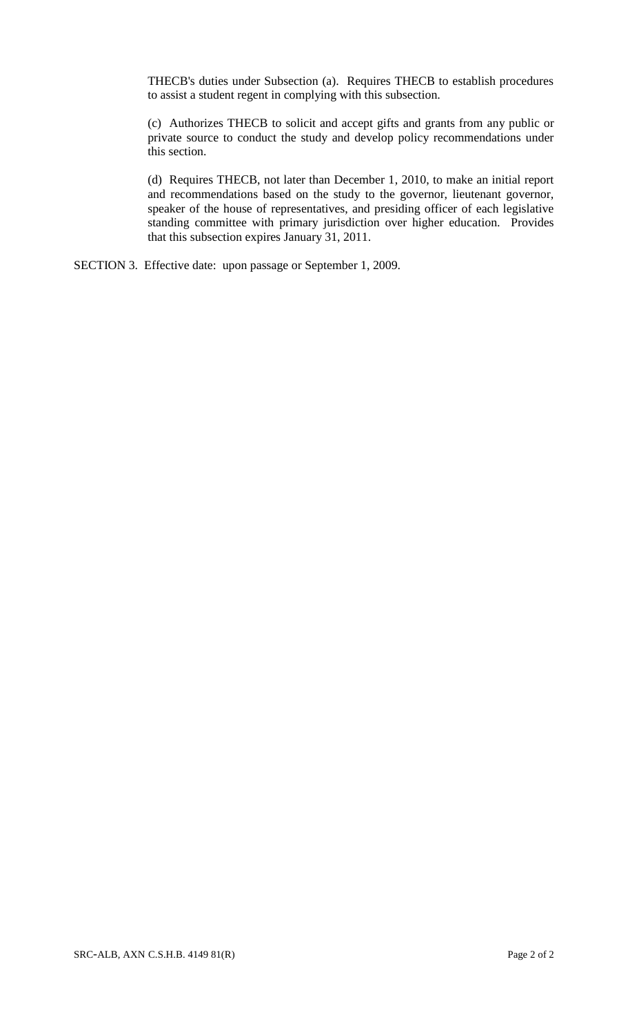THECB's duties under Subsection (a). Requires THECB to establish procedures to assist a student regent in complying with this subsection.

(c) Authorizes THECB to solicit and accept gifts and grants from any public or private source to conduct the study and develop policy recommendations under this section.

(d) Requires THECB, not later than December 1, 2010, to make an initial report and recommendations based on the study to the governor, lieutenant governor, speaker of the house of representatives, and presiding officer of each legislative standing committee with primary jurisdiction over higher education. Provides that this subsection expires January 31, 2011.

SECTION 3. Effective date: upon passage or September 1, 2009.